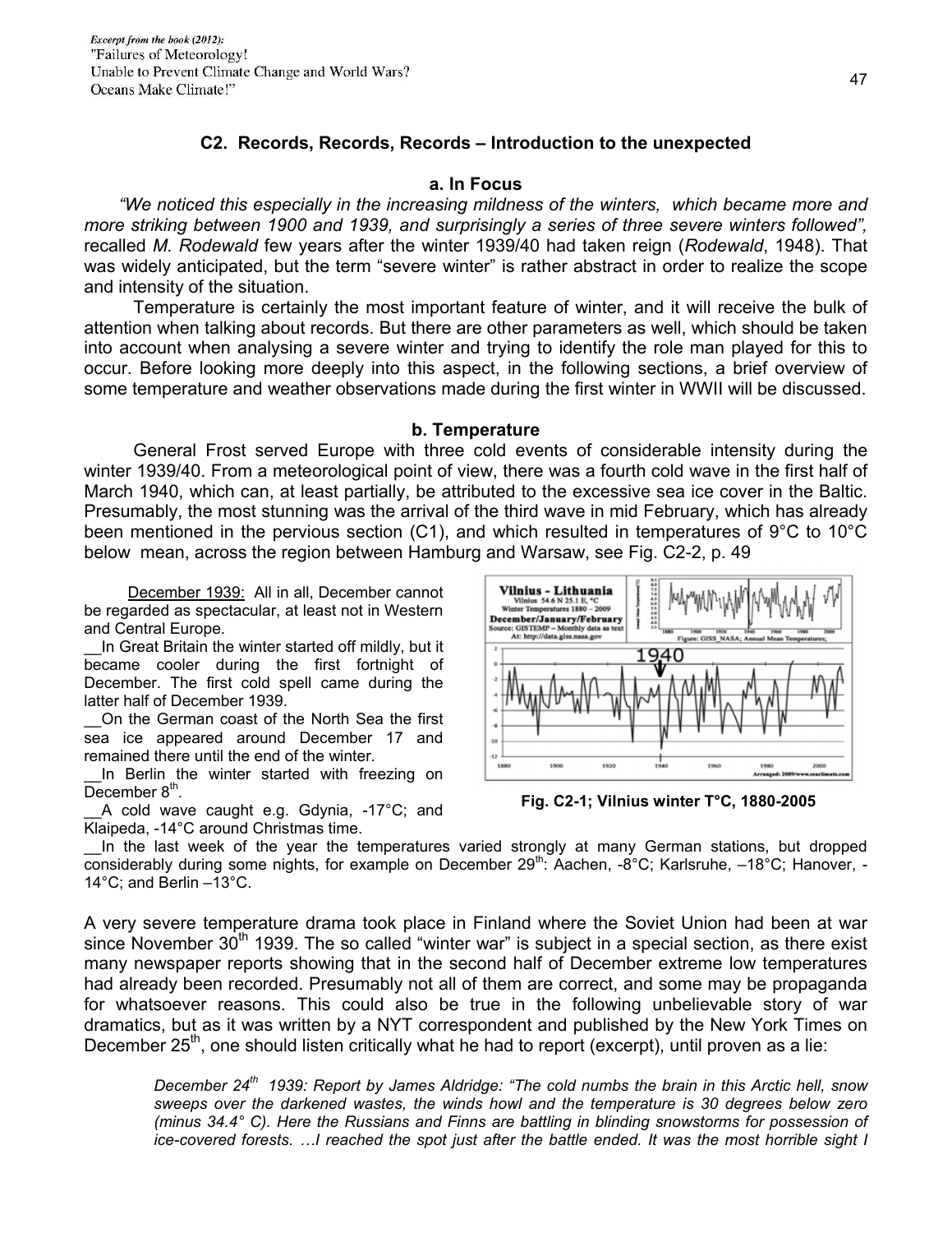## C2. Records, Records, Records – Introduction to the unexpected

### a. In Focus

*"We noticed this especially in the increasing mildness of the winters, which became more and more striking between 1900 and 1939, and surprisingly a series of three severe winters followed",* recalled *M. Rodewald* few years after the winter 1939/40 had taken reign (*Rodewald*, 1948). That was widely anticipated, but the term "severe winter" is rather abstract in order to realize the scope and intensity of the situation.

Temperature is certainly the most important feature of winter, and it will receive the bulk of attention when talking about records. But there are other parameters as well, which should be taken into account when analysing a severe winter and trying to identify the role man played for this to occur. Before looking more deeply into this aspect, in the following sections, a brief overview of some temperature and weather observations made during the first winter in WWII will be discussed.

### b. Temperature

General Frost served Europe with three cold events of considerable intensity during the winter 1939/40. From a meteorological point of view, there was a fourth cold wave in the first half of March 1940, which can, at least partially, be attributed to the excessive sea ice cover in the Baltic. Presumably, the most stunning was the arrival of the third wave in mid February, which has already been mentioned in the pervious section (C1), and which resulted in temperatures of 9°C to 10°C below mean, across the region between Hamburg and Warsaw, see Fig. C2-2, p. 49

December 1939: All in all, December cannot be regarded as spectacular, at least not in Western and Central Europe.

__In Great Britain the winter started off mildly, but it became cooler during the first fortnight of December. The first cold spell came during the latter half of December 1939.

__On the German coast of the North Sea the first sea ice appeared around December 17 and remained there until the end of the winter.

__In Berlin the winter started with freezing on December 8th.

__A cold wave caught e.g. Gdynia, -17°C; and Klaipeda, -14°C around Christmas time.

__In the last week of the year the temperatures varied strongly at many German stations, but dropped considerably during some nights, for example on December 29th: Aachen, -8°C; Karlsruhe, –18°C; Hanover, -14°C; and Berlin –13°C.

**Fig. C2-1; Vilnius winter T°C, 1880-2005**

A very severe temperature drama took place in Finland where the Soviet Union had been at war since November 30th 1939. The so called "winter war" is subject in a special section, as there exist many newspaper reports showing that in the second half of December extreme low temperatures had already been recorded. Presumably not all of them are correct, and some may be propaganda for whatsoever reasons. This could also be true in the following unbelievable story of war dramatics, but as it was written by a NYT correspondent and published by the New York Times on December 25th, one should listen critically what he had to report (excerpt), until proven as a lie:

> *December 24th 1939: Report by James Aldridge: "The cold numbs the brain in this Arctic hell, snow sweeps over the darkened wastes, the winds howl and the temperature is 30 degrees below zero (minus 34.4° C). Here the Russians and Finns are battling in blinding snowstorms for possession of ice-covered forests. …I reached the spot just after the battle ended. It was the most horrible sight I*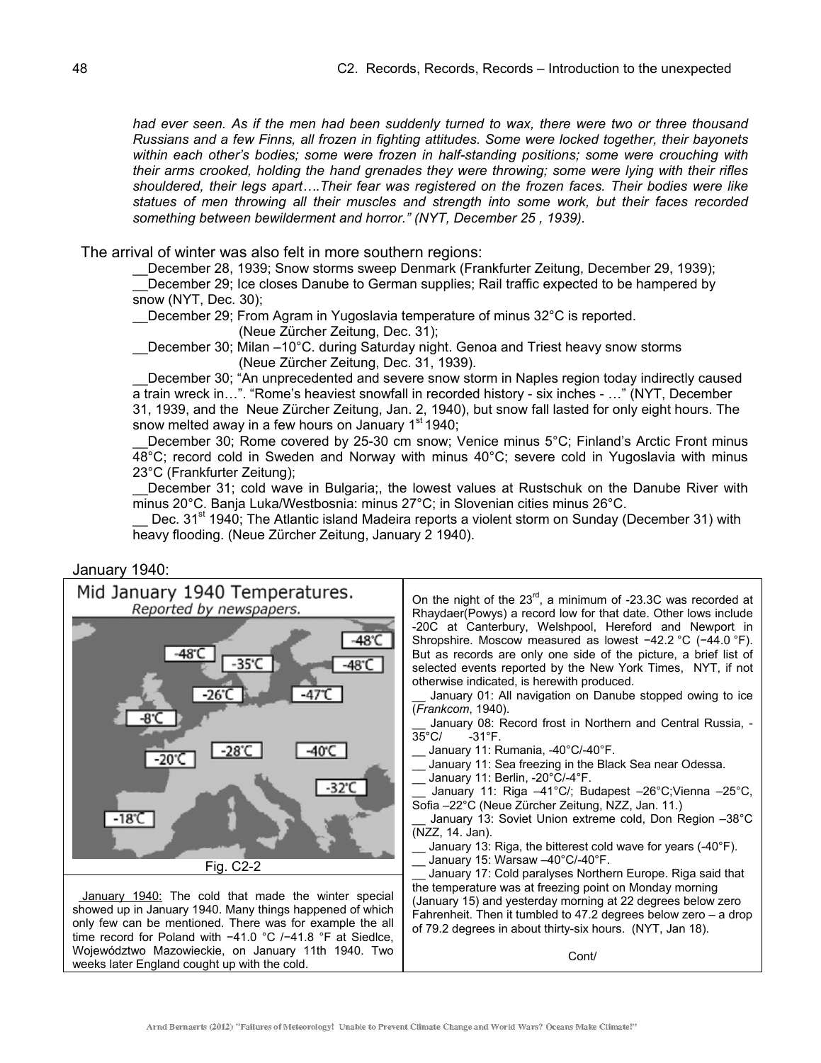*had ever seen. As if the men had been suddenly turned to wax, there were two or three thousand Russians and a few Finns, all frozen in fighting attitudes. Some were locked together, their bayonets within each other's bodies; some were frozen in half-standing positions; some were crouching with their arms crooked, holding the hand grenades they were throwing; some were lying with their rifles shouldered, their legs apart….Their fear was registered on the frozen faces. Their bodies were like statues of men throwing all their muscles and strength into some work, but their faces recorded something between bewilderment and horror." (NYT, December 25 , 1939).*

The arrival of winter was also felt in more southern regions:

__December 28, 1939; Snow storms sweep Denmark (Frankfurter Zeitung, December 29, 1939);
__December 29; Ice closes Danube to German supplies; Rail traffic expected to be hampered by snow (NYT, Dec. 30);
__December 29; From Agram in Yugoslavia temperature of minus 32°C is reported. (Neue Zürcher Zeitung, Dec. 31);
__December 30; Milan –10°C. during Saturday night. Genoa and Triest heavy snow storms (Neue Zürcher Zeitung, Dec. 31, 1939).
__December 30; "An unprecedented and severe snow storm in Naples region today indirectly caused a train wreck in…". "Rome's heaviest snowfall in recorded history - six inches - …" (NYT, December 31, 1939, and the Neue Zürcher Zeitung, Jan. 2, 1940), but snow fall lasted for only eight hours. The snow melted away in a few hours on January 1st 1940;
__December 30; Rome covered by 25-30 cm snow; Venice minus 5°C; Finland's Arctic Front minus 48°C; record cold in Sweden and Norway with minus 40°C; severe cold in Yugoslavia with minus 23°C (Frankfurter Zeitung);
__December 31; cold wave in Bulgaria;, the lowest values at Rustschuk on the Danube River with minus 20°C. Banja Luka/Westbosnia: minus 27°C; in Slovenian cities minus 26°C.
__ Dec. 31st 1940; The Atlantic island Madeira reports a violent storm on Sunday (December 31) with heavy flooding. (Neue Zürcher Zeitung, January 2 1940).

January 1940:

Mid January 1940 Temperatures.
*Reported by newspapers.*

-48°C, -48°C, -35°C, -48°C, -26°C, -47°C, -8°C, -20°C, -28°C, -40°C, -32°C, -18°C

Fig. C2-2

January 1940: The cold that made the winter special showed up in January 1940. Many things happened of which only few can be mentioned. There was for example the all time record for Poland with −41.0 °C /−41.8 °F at Siedlce, Województwo Mazowieckie, on January 11th 1940. Two weeks later England cought up with the cold.

On the night of the 23rd, a minimum of -23.3C was recorded at Rhaydaer(Powys) a record low for that date. Other lows include -20C at Canterbury, Welshpool, Hereford and Newport in Shropshire. Moscow measured as lowest −42.2 °C (−44.0 °F). But as records are only one side of the picture, a brief list of selected events reported by the New York Times, NYT, if not otherwise indicated, is herewith produced.

__ January 01: All navigation on Danube stopped owing to ice (*Frankcom*, 1940).
__ January 08: Record frost in Northern and Central Russia, -35°C/ -31°F.
__ January 11: Rumania, -40°C/-40°F.
__ January 11: Sea freezing in the Black Sea near Odessa.
__ January 11: Berlin, -20°C/-4°F.
__ January 11: Riga –41°C/; Budapest –26°C;Vienna –25°C, Sofia –22°C (Neue Zürcher Zeitung, NZZ, Jan. 11.)
__ January 13: Soviet Union extreme cold, Don Region –38°C (NZZ, 14. Jan).
__ January 13: Riga, the bitterest cold wave for years (-40°F).
__ January 15: Warsaw –40°C/-40°F.
__ January 17: Cold paralyses Northern Europe. Riga said that the temperature was at freezing point on Monday morning (January 15) and yesterday morning at 22 degrees below zero Fahrenheit. Then it tumbled to 47.2 degrees below zero – a drop of 79.2 degrees in about thirty-six hours. (NYT, Jan 18).

Cont/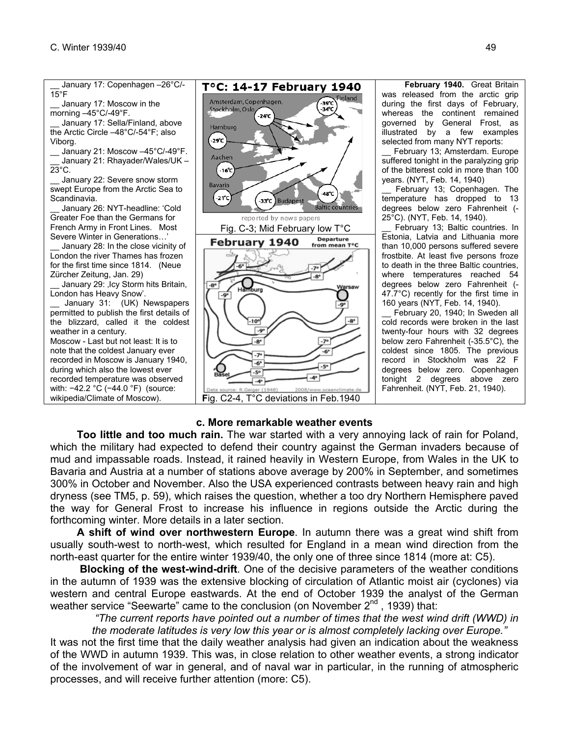__ January 17: Copenhagen –26°C/-15°F

__ January 17: Moscow in the morning –45°C/-49°F.

__ January 17: Sella/Finland, above the Arctic Circle –48°C/-54°F; also Viborg.

__ January 21: Moscow –45°C/-49°F.

__ January 21: Rhayader/Wales/UK – 23°C.

__ January 22: Severe snow storm swept Europe from the Arctic Sea to Scandinavia.

__ January 26: NYT-headline: 'Cold Greater Foe than the Germans for French Army in Front Lines. Most Severe Winter in Generations…'

__ January 28: In the close vicinity of London the river Thames has frozen for the first time since 1814. (Neue Zürcher Zeitung, Jan. 29)

__ January 29: ‚Icy Storm hits Britain, London has Heavy Snow'.

__ January 31: (UK) Newspapers permitted to publish the first details of the blizzard, called it the coldest weather in a century.

Moscow - Last but not least: It is to note that the coldest January ever recorded in Moscow is January 1940, during which also the lowest ever recorded temperature was observed with: −42.2 °C (−44.0 °F) (source: wikipedia/Climate of Moscow).

Fig. C-3; Mid February low T°C

Fig. C2-4, T°C deviations in Feb.1940

**February 1940.** Great Britain was released from the arctic grip during the first days of February, whereas the continent remained governed by General Frost, as illustrated by a few examples selected from many NYT reports:

__ February 13; Amsterdam. Europe suffered tonight in the paralyzing grip of the bitterest cold in more than 100 years. (NYT, Feb. 14, 1940)

__ February 13; Copenhagen. The temperature has dropped to 13 degrees below zero Fahrenheit (-25°C). (NYT, Feb. 14, 1940).

__ February 13; Baltic countries. In Estonia, Latvia and Lithuania more than 10,000 persons suffered severe frostbite. At least five persons froze to death in the three Baltic countries, where temperatures reached 54 degrees below zero Fahrenheit (-47.7°C) recently for the first time in 160 years (NYT, Feb. 14, 1940).

__ February 20, 1940; In Sweden all cold records were broken in the last twenty-four hours with 32 degrees below zero Fahrenheit (-35.5°C), the coldest since 1805. The previous record in Stockholm was 22 F degrees below zero. Copenhagen tonight 2 degrees above zero Fahrenheit. (NYT, Feb. 21, 1940).

### c. More remarkable weather events

**Too little and too much rain.** The war started with a very annoying lack of rain for Poland, which the military had expected to defend their country against the German invaders because of mud and impassable roads. Instead, it rained heavily in Western Europe, from Wales in the UK to Bavaria and Austria at a number of stations above average by 200% in September, and sometimes 300% in October and November. Also the USA experienced contrasts between heavy rain and high dryness (see TM5, p. 59), which raises the question, whether a too dry Northern Hemisphere paved the way for General Frost to increase his influence in regions outside the Arctic during the forthcoming winter. More details in a later section.

**A shift of wind over northwestern Europe**. In autumn there was a great wind shift from usually south-west to north-west, which resulted for England in a mean wind direction from the north-east quarter for the entire winter 1939/40, the only one of three since 1814 (more at: C5).

**Blocking of the west-wind-drift**. One of the decisive parameters of the weather conditions in the autumn of 1939 was the extensive blocking of circulation of Atlantic moist air (cyclones) via western and central Europe eastwards. At the end of October 1939 the analyst of the German weather service "Seewarte" came to the conclusion (on November 2nd , 1939) that:

> *"The current reports have pointed out a number of times that the west wind drift (WWD) in the moderate latitudes is very low this year or is almost completely lacking over Europe."*

It was not the first time that the daily weather analysis had given an indication about the weakness of the WWD in autumn 1939. This was, in close relation to other weather events, a strong indicator of the involvement of war in general, and of naval war in particular, in the running of atmospheric processes, and will receive further attention (more: C5).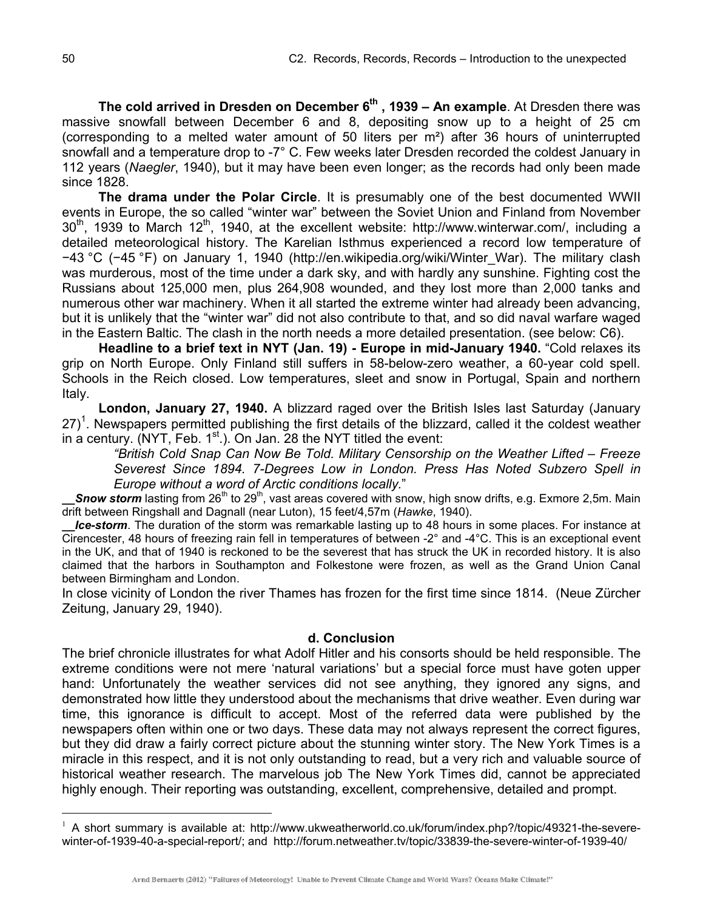**The cold arrived in Dresden on December 6th , 1939 – An example**. At Dresden there was massive snowfall between December 6 and 8, depositing snow up to a height of 25 cm (corresponding to a melted water amount of 50 liters per m²) after 36 hours of uninterrupted snowfall and a temperature drop to -7° C. Few weeks later Dresden recorded the coldest January in 112 years (*Naegler*, 1940), but it may have been even longer; as the records had only been made since 1828.

**The drama under the Polar Circle**. It is presumably one of the best documented WWII events in Europe, the so called "winter war" between the Soviet Union and Finland from November 30th, 1939 to March 12th, 1940, at the excellent website: http://www.winterwar.com/, including a detailed meteorological history. The Karelian Isthmus experienced a record low temperature of −43 °C (−45 °F) on January 1, 1940 (http://en.wikipedia.org/wiki/Winter_War). The military clash was murderous, most of the time under a dark sky, and with hardly any sunshine. Fighting cost the Russians about 125,000 men, plus 264,908 wounded, and they lost more than 2,000 tanks and numerous other war machinery. When it all started the extreme winter had already been advancing, but it is unlikely that the "winter war" did not also contribute to that, and so did naval warfare waged in the Eastern Baltic. The clash in the north needs a more detailed presentation. (see below: C6).

**Headline to a brief text in NYT (Jan. 19) - Europe in mid-January 1940.** "Cold relaxes its grip on North Europe. Only Finland still suffers in 58-below-zero weather, a 60-year cold spell. Schools in the Reich closed. Low temperatures, sleet and snow in Portugal, Spain and northern Italy.

**London, January 27, 1940.** A blizzard raged over the British Isles last Saturday (January 27)[1]. Newspapers permitted publishing the first details of the blizzard, called it the coldest weather in a century. (NYT, Feb. 1st.). On Jan. 28 the NYT titled the event:

> *"British Cold Snap Can Now Be Told. Military Censorship on the Weather Lifted – Freeze Severest Since 1894. 7-Degrees Low in London. Press Has Noted Subzero Spell in Europe without a word of Arctic conditions locally.*"

__***Snow storm*** lasting from 26th to 29th, vast areas covered with snow, high snow drifts, e.g. Exmore 2,5m. Main drift between Ringshall and Dagnall (near Luton), 15 feet/4,57m (*Hawke*, 1940).

__***Ice-storm***. The duration of the storm was remarkable lasting up to 48 hours in some places. For instance at Cirencester, 48 hours of freezing rain fell in temperatures of between -2° and -4°C. This is an exceptional event in the UK, and that of 1940 is reckoned to be the severest that has struck the UK in recorded history. It is also claimed that the harbors in Southampton and Folkestone were frozen, as well as the Grand Union Canal between Birmingham and London.

In close vicinity of London the river Thames has frozen for the first time since 1814. (Neue Zürcher Zeitung, January 29, 1940).

## d. Conclusion

The brief chronicle illustrates for what Adolf Hitler and his consorts should be held responsible. The extreme conditions were not mere 'natural variations' but a special force must have goten upper hand: Unfortunately the weather services did not see anything, they ignored any signs, and demonstrated how little they understood about the mechanisms that drive weather. Even during war time, this ignorance is difficult to accept. Most of the referred data were published by the newspapers often within one or two days. These data may not always represent the correct figures, but they did draw a fairly correct picture about the stunning winter story. The New York Times is a miracle in this respect, and it is not only outstanding to read, but a very rich and valuable source of historical weather research. The marvelous job The New York Times did, cannot be appreciated highly enough. Their reporting was outstanding, excellent, comprehensive, detailed and prompt.

[1] A short summary is available at: http://www.ukweatherworld.co.uk/forum/index.php?/topic/49321-the-severe-winter-of-1939-40-a-special-report/; and http://forum.netweather.tv/topic/33839-the-severe-winter-of-1939-40/